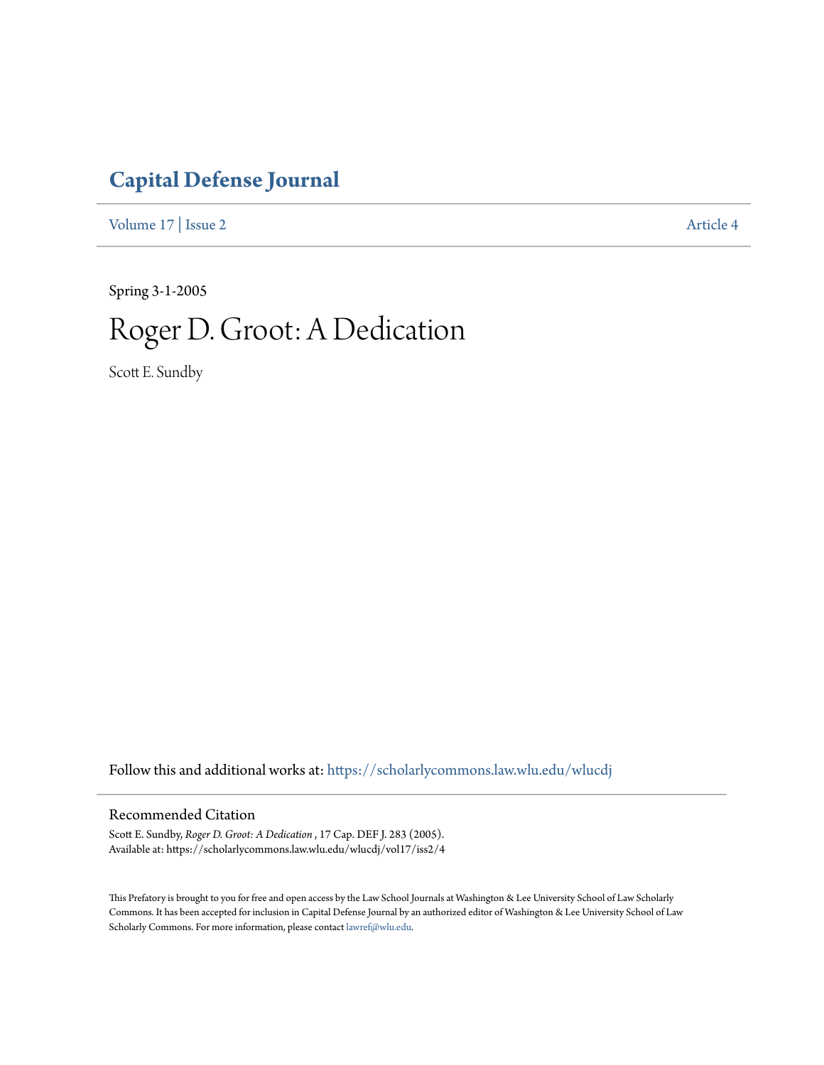# Capital Defense Journal

Volume 17 | Issue 2 Article 4

Spring 3-1-2005

# Roger D. Groot: A Dedication

Scott E. Sundby

Follow this and additional works at: https://scholarlycommons.law.wlu.edu/wlucdj

## Recommended Citation

Scott E. Sundby, *Roger D. Groot: A Dedication* , 17 Cap. DEF J. 283 (2005).
Available at: https://scholarlycommons.law.wlu.edu/wlucdj/vol17/iss2/4

This Prefatory is brought to you for free and open access by the Law School Journals at Washington & Lee University School of Law Scholarly Commons. It has been accepted for inclusion in Capital Defense Journal by an authorized editor of Washington & Lee University School of Law Scholarly Commons. For more information, please contact lawref@wlu.edu.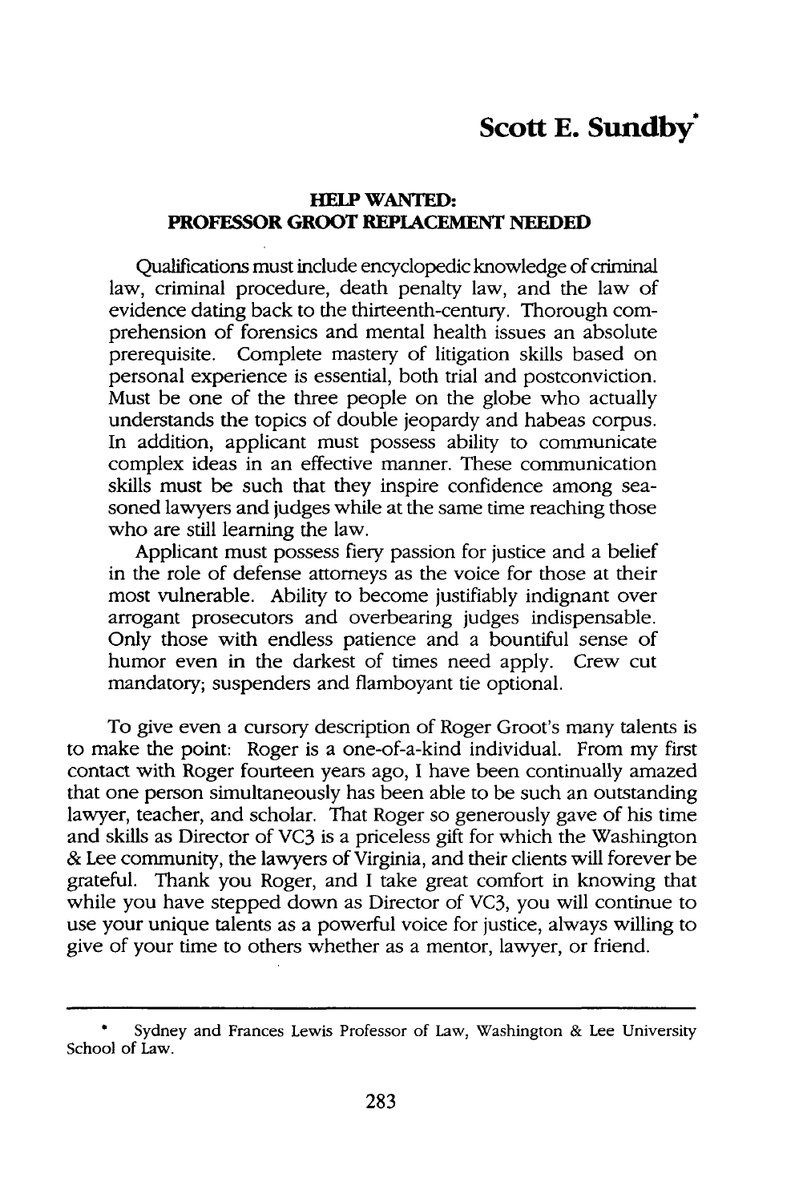# Scott E. Sundby*

## HELP WANTED: PROFESSOR GROOT REPLACEMENT NEEDED

Qualifications must include encyclopedic knowledge of criminal law, criminal procedure, death penalty law, and the law of evidence dating back to the thirteenth-century. Thorough comprehension of forensics and mental health issues an absolute prerequisite. Complete mastery of litigation skills based on personal experience is essential, both trial and postconviction. Must be one of the three people on the globe who actually understands the topics of double jeopardy and habeas corpus. In addition, applicant must possess ability to communicate complex ideas in an effective manner. These communication skills must be such that they inspire confidence among seasoned lawyers and judges while at the same time reaching those who are still learning the law.

Applicant must possess fiery passion for justice and a belief in the role of defense attorneys as the voice for those at their most vulnerable. Ability to become justifiably indignant over arrogant prosecutors and overbearing judges indispensable. Only those with endless patience and a bountiful sense of humor even in the darkest of times need apply. Crew cut mandatory; suspenders and flamboyant tie optional.

To give even a cursory description of Roger Groot's many talents is to make the point: Roger is a one-of-a-kind individual. From my first contact with Roger fourteen years ago, I have been continually amazed that one person simultaneously has been able to be such an outstanding lawyer, teacher, and scholar. That Roger so generously gave of his time and skills as Director of VC3 is a priceless gift for which the Washington & Lee community, the lawyers of Virginia, and their clients will forever be grateful. Thank you Roger, and I take great comfort in knowing that while you have stepped down as Director of VC3, you will continue to use your unique talents as a powerful voice for justice, always willing to give of your time to others whether as a mentor, lawyer, or friend.

---

\* Sydney and Frances Lewis Professor of Law, Washington & Lee University School of Law.